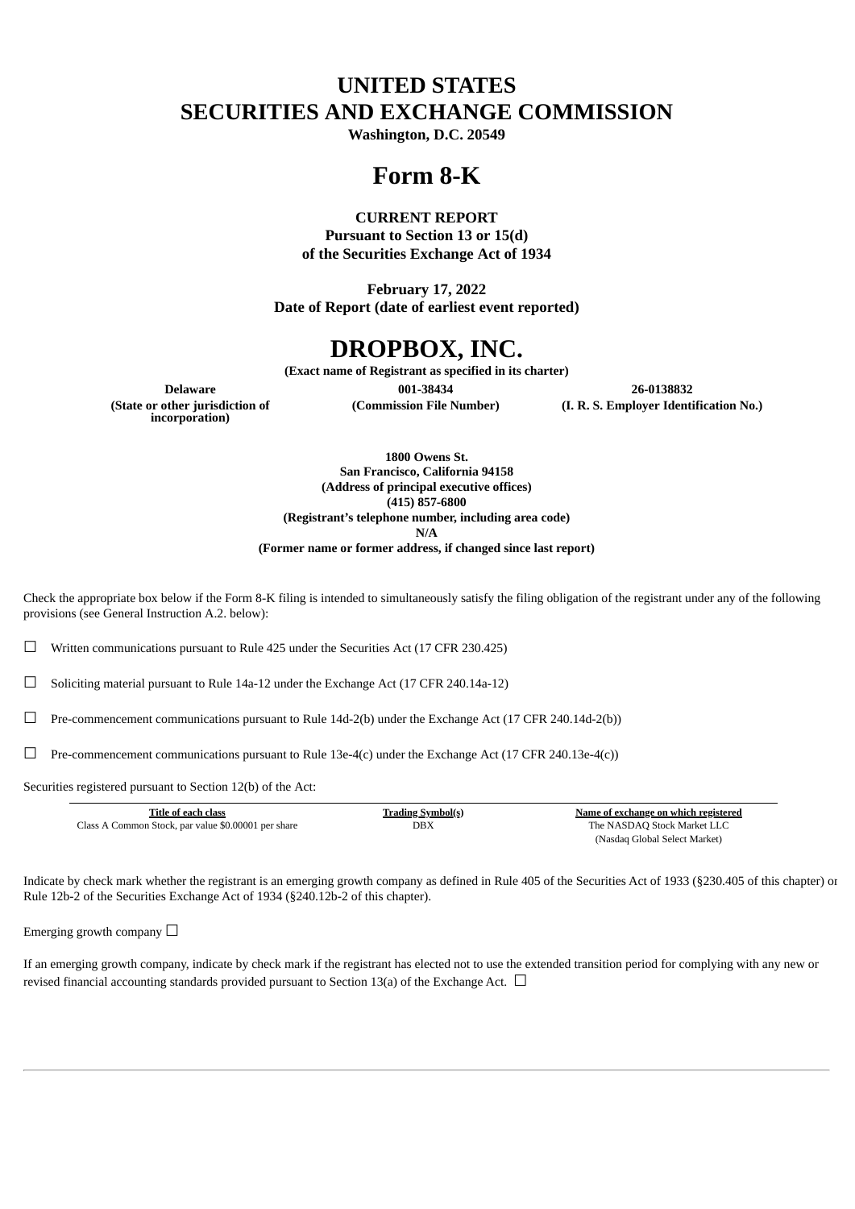# UNITED STATES
# SECURITIES AND EXCHANGE COMMISSION

**Washington, D.C. 20549**

# Form 8-K

**CURRENT REPORT**
**Pursuant to Section 13 or 15(d)**
**of the Securities Exchange Act of 1934**

**February 17, 2022**
**Date of Report (date of earliest event reported)**

# DROPBOX, INC.

**(Exact name of Registrant as specified in its charter)**

| Delaware | 001-38434 | 26-0138832 |
|---|---|---|
| (State or other jurisdiction of incorporation) | (Commission File Number) | (I. R. S. Employer Identification No.) |

**1800 Owens St.**
**San Francisco, California 94158**
**(Address of principal executive offices)**
**(415) 857-6800**
**(Registrant's telephone number, including area code)**
**N/A**
**(Former name or former address, if changed since last report)**

Check the appropriate box below if the Form 8-K filing is intended to simultaneously satisfy the filing obligation of the registrant under any of the following provisions (see General Instruction A.2. below):

☐ Written communications pursuant to Rule 425 under the Securities Act (17 CFR 230.425)

☐ Soliciting material pursuant to Rule 14a-12 under the Exchange Act (17 CFR 240.14a-12)

☐ Pre-commencement communications pursuant to Rule 14d-2(b) under the Exchange Act (17 CFR 240.14d-2(b))

☐ Pre-commencement communications pursuant to Rule 13e-4(c) under the Exchange Act (17 CFR 240.13e-4(c))

Securities registered pursuant to Section 12(b) of the Act:

| Title of each class | Trading Symbol(s) | Name of exchange on which registered |
|---|---|---|
| Class A Common Stock, par value $0.00001 per share | DBX | The NASDAQ Stock Market LLC (Nasdaq Global Select Market) |

Indicate by check mark whether the registrant is an emerging growth company as defined in Rule 405 of the Securities Act of 1933 (§230.405 of this chapter) or Rule 12b-2 of the Securities Exchange Act of 1934 (§240.12b-2 of this chapter).

Emerging growth company ☐

If an emerging growth company, indicate by check mark if the registrant has elected not to use the extended transition period for complying with any new or revised financial accounting standards provided pursuant to Section 13(a) of the Exchange Act. ☐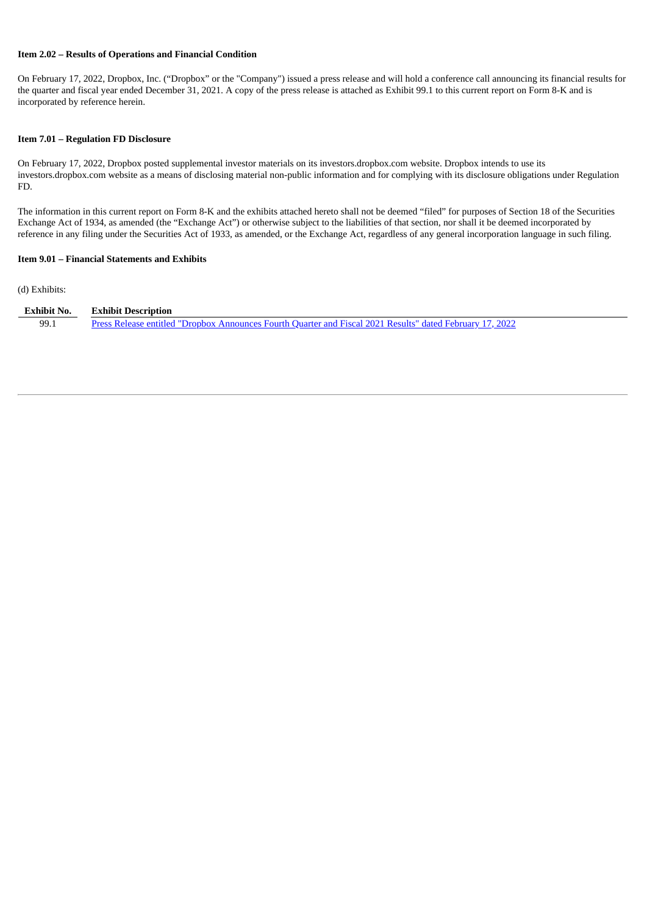**Item 2.02 – Results of Operations and Financial Condition**

On February 17, 2022, Dropbox, Inc. ("Dropbox" or the "Company") issued a press release and will hold a conference call announcing its financial results for the quarter and fiscal year ended December 31, 2021. A copy of the press release is attached as Exhibit 99.1 to this current report on Form 8-K and is incorporated by reference herein.

**Item 7.01 – Regulation FD Disclosure**

On February 17, 2022, Dropbox posted supplemental investor materials on its investors.dropbox.com website. Dropbox intends to use its investors.dropbox.com website as a means of disclosing material non-public information and for complying with its disclosure obligations under Regulation FD.

The information in this current report on Form 8-K and the exhibits attached hereto shall not be deemed "filed" for purposes of Section 18 of the Securities Exchange Act of 1934, as amended (the "Exchange Act") or otherwise subject to the liabilities of that section, nor shall it be deemed incorporated by reference in any filing under the Securities Act of 1933, as amended, or the Exchange Act, regardless of any general incorporation language in such filing.

**Item 9.01 – Financial Statements and Exhibits**

(d) Exhibits:

| Exhibit No. | Exhibit Description |
| --- | --- |
| 99.1 | Press Release entitled "Dropbox Announces Fourth Quarter and Fiscal 2021 Results" dated February 17, 2022 |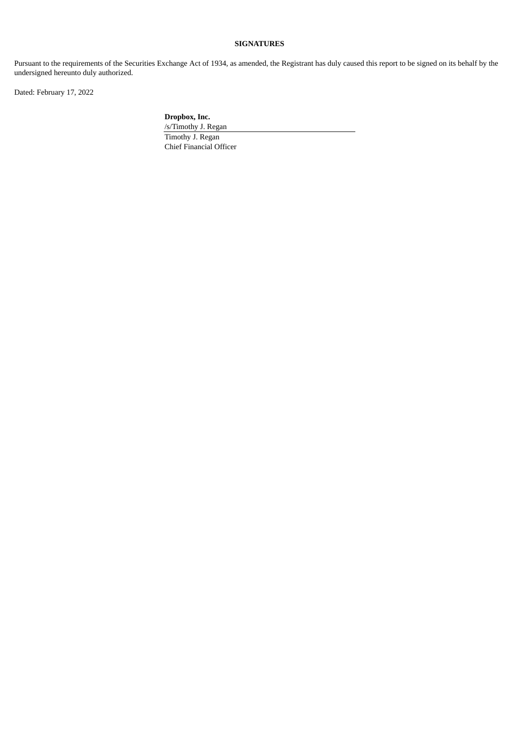**SIGNATURES**

Pursuant to the requirements of the Securities Exchange Act of 1934, as amended, the Registrant has duly caused this report to be signed on its behalf by the undersigned hereunto duly authorized.

Dated: February 17, 2022

**Dropbox, Inc.**

/s/Timothy J. Regan

Timothy J. Regan
Chief Financial Officer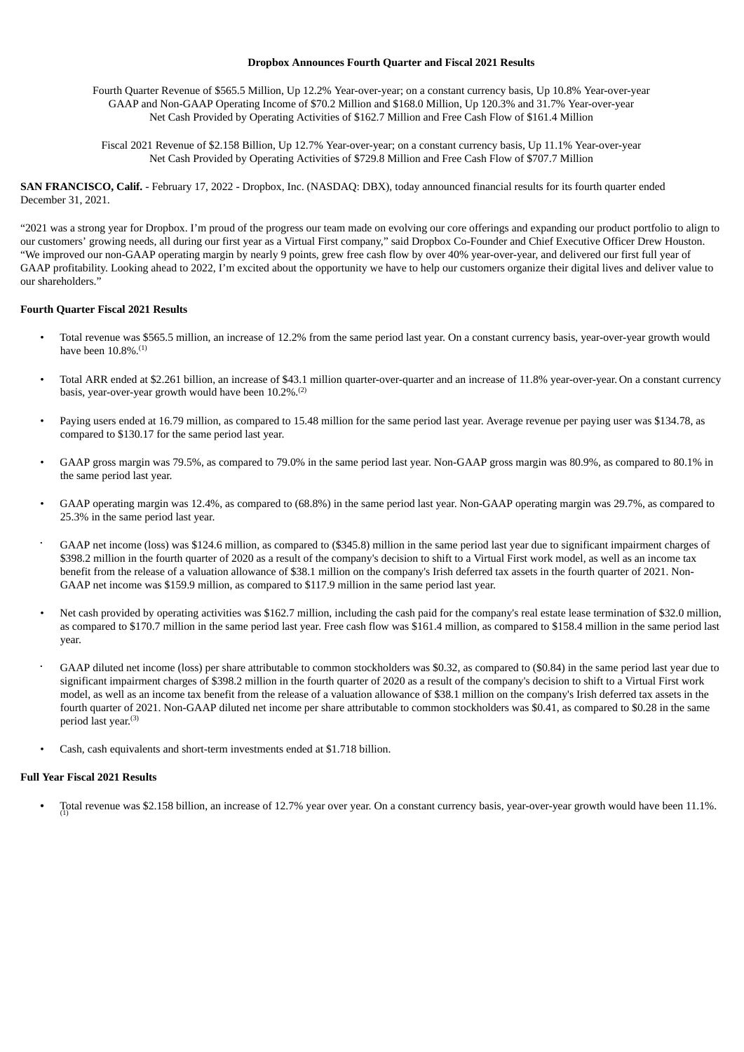**Dropbox Announces Fourth Quarter and Fiscal 2021 Results**

Fourth Quarter Revenue of $565.5 Million, Up 12.2% Year-over-year; on a constant currency basis, Up 10.8% Year-over-year
GAAP and Non-GAAP Operating Income of $70.2 Million and $168.0 Million, Up 120.3% and 31.7% Year-over-year
Net Cash Provided by Operating Activities of $162.7 Million and Free Cash Flow of $161.4 Million

Fiscal 2021 Revenue of $2.158 Billion, Up 12.7% Year-over-year; on a constant currency basis, Up 11.1% Year-over-year
Net Cash Provided by Operating Activities of $729.8 Million and Free Cash Flow of $707.7 Million

**SAN FRANCISCO, Calif.** - February 17, 2022 - Dropbox, Inc. (NASDAQ: DBX), today announced financial results for its fourth quarter ended December 31, 2021.

"2021 was a strong year for Dropbox. I'm proud of the progress our team made on evolving our core offerings and expanding our product portfolio to align to our customers' growing needs, all during our first year as a Virtual First company," said Dropbox Co-Founder and Chief Executive Officer Drew Houston. "We improved our non-GAAP operating margin by nearly 9 points, grew free cash flow by over 40% year-over-year, and delivered our first full year of GAAP profitability. Looking ahead to 2022, I'm excited about the opportunity we have to help our customers organize their digital lives and deliver value to our shareholders."

**Fourth Quarter Fiscal 2021 Results**

- Total revenue was $565.5 million, an increase of 12.2% from the same period last year. On a constant currency basis, year-over-year growth would have been 10.8%.(1)
- Total ARR ended at $2.261 billion, an increase of $43.1 million quarter-over-quarter and an increase of 11.8% year-over-year. On a constant currency basis, year-over-year growth would have been 10.2%.(2)
- Paying users ended at 16.79 million, as compared to 15.48 million for the same period last year. Average revenue per paying user was $134.78, as compared to $130.17 for the same period last year.
- GAAP gross margin was 79.5%, as compared to 79.0% in the same period last year. Non-GAAP gross margin was 80.9%, as compared to 80.1% in the same period last year.
- GAAP operating margin was 12.4%, as compared to (68.8%) in the same period last year. Non-GAAP operating margin was 29.7%, as compared to 25.3% in the same period last year.
- GAAP net income (loss) was $124.6 million, as compared to ($345.8) million in the same period last year due to significant impairment charges of $398.2 million in the fourth quarter of 2020 as a result of the company's decision to shift to a Virtual First work model, as well as an income tax benefit from the release of a valuation allowance of $38.1 million on the company's Irish deferred tax assets in the fourth quarter of 2021. Non-GAAP net income was $159.9 million, as compared to $117.9 million in the same period last year.
- Net cash provided by operating activities was $162.7 million, including the cash paid for the company's real estate lease termination of $32.0 million, as compared to $170.7 million in the same period last year. Free cash flow was $161.4 million, as compared to $158.4 million in the same period last year.
- GAAP diluted net income (loss) per share attributable to common stockholders was $0.32, as compared to ($0.84) in the same period last year due to significant impairment charges of $398.2 million in the fourth quarter of 2020 as a result of the company's decision to shift to a Virtual First work model, as well as an income tax benefit from the release of a valuation allowance of $38.1 million on the company's Irish deferred tax assets in the fourth quarter of 2021. Non-GAAP diluted net income per share attributable to common stockholders was $0.41, as compared to $0.28 in the same period last year.(3)
- Cash, cash equivalents and short-term investments ended at $1.718 billion.

**Full Year Fiscal 2021 Results**

- Total revenue was $2.158 billion, an increase of 12.7% year over year. On a constant currency basis, year-over-year growth would have been 11.1%.(1)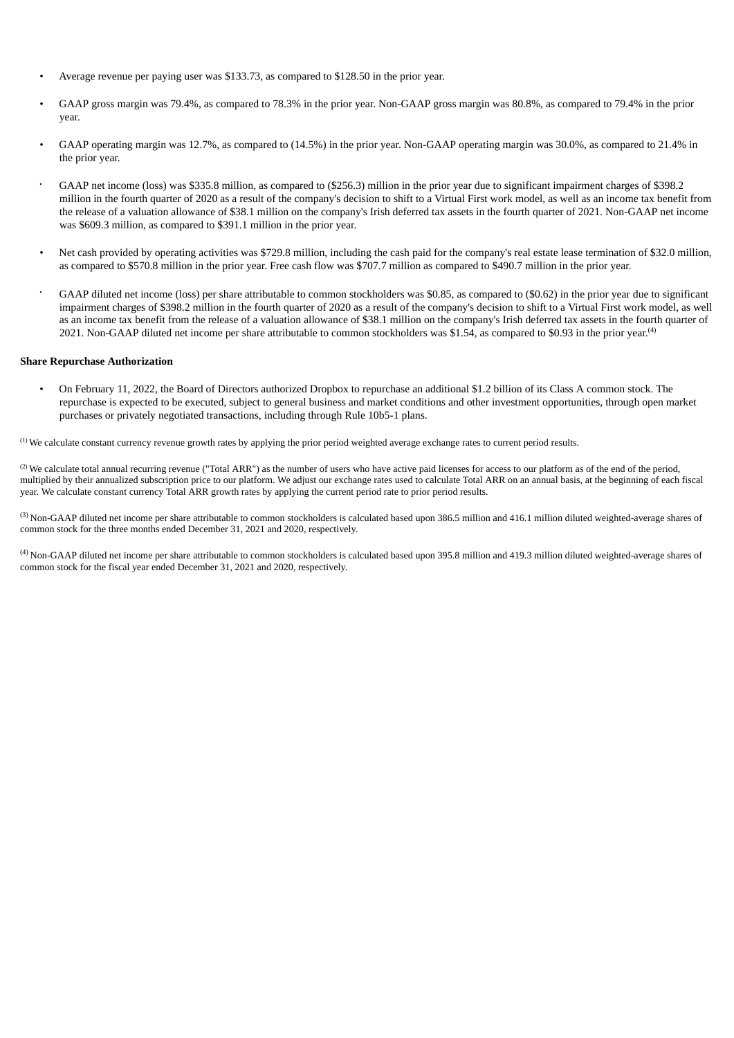- Average revenue per paying user was $133.73, as compared to $128.50 in the prior year.
- GAAP gross margin was 79.4%, as compared to 78.3% in the prior year. Non-GAAP gross margin was 80.8%, as compared to 79.4% in the prior year.
- GAAP operating margin was 12.7%, as compared to (14.5%) in the prior year. Non-GAAP operating margin was 30.0%, as compared to 21.4% in the prior year.
- GAAP net income (loss) was $335.8 million, as compared to ($256.3) million in the prior year due to significant impairment charges of $398.2 million in the fourth quarter of 2020 as a result of the company's decision to shift to a Virtual First work model, as well as an income tax benefit from the release of a valuation allowance of $38.1 million on the company's Irish deferred tax assets in the fourth quarter of 2021. Non-GAAP net income was $609.3 million, as compared to $391.1 million in the prior year.
- Net cash provided by operating activities was $729.8 million, including the cash paid for the company's real estate lease termination of $32.0 million, as compared to $570.8 million in the prior year. Free cash flow was $707.7 million as compared to $490.7 million in the prior year.
- GAAP diluted net income (loss) per share attributable to common stockholders was $0.85, as compared to ($0.62) in the prior year due to significant impairment charges of $398.2 million in the fourth quarter of 2020 as a result of the company's decision to shift to a Virtual First work model, as well as an income tax benefit from the release of a valuation allowance of $38.1 million on the company's Irish deferred tax assets in the fourth quarter of 2021. Non-GAAP diluted net income per share attributable to common stockholders was $1.54, as compared to $0.93 in the prior year.[4]

**Share Repurchase Authorization**

- On February 11, 2022, the Board of Directors authorized Dropbox to repurchase an additional $1.2 billion of its Class A common stock. The repurchase is expected to be executed, subject to general business and market conditions and other investment opportunities, through open market purchases or privately negotiated transactions, including through Rule 10b5-1 plans.

[1] We calculate constant currency revenue growth rates by applying the prior period weighted average exchange rates to current period results.

[2] We calculate total annual recurring revenue ("Total ARR") as the number of users who have active paid licenses for access to our platform as of the end of the period, multiplied by their annualized subscription price to our platform. We adjust our exchange rates used to calculate Total ARR on an annual basis, at the beginning of each fiscal year. We calculate constant currency Total ARR growth rates by applying the current period rate to prior period results.

[3] Non-GAAP diluted net income per share attributable to common stockholders is calculated based upon 386.5 million and 416.1 million diluted weighted-average shares of common stock for the three months ended December 31, 2021 and 2020, respectively.

[4] Non-GAAP diluted net income per share attributable to common stockholders is calculated based upon 395.8 million and 419.3 million diluted weighted-average shares of common stock for the fiscal year ended December 31, 2021 and 2020, respectively.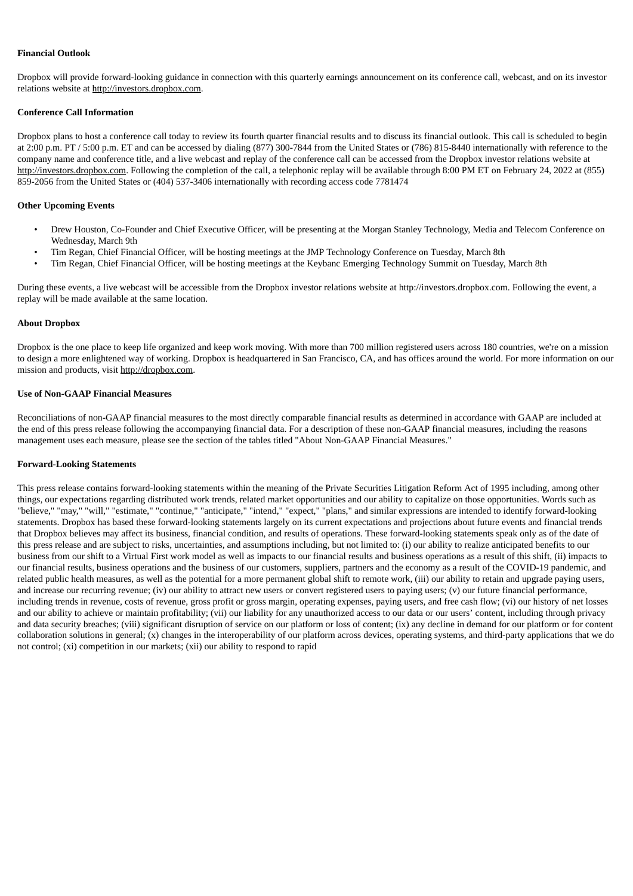**Financial Outlook**

Dropbox will provide forward-looking guidance in connection with this quarterly earnings announcement on its conference call, webcast, and on its investor relations website at http://investors.dropbox.com.

**Conference Call Information**

Dropbox plans to host a conference call today to review its fourth quarter financial results and to discuss its financial outlook. This call is scheduled to begin at 2:00 p.m. PT / 5:00 p.m. ET and can be accessed by dialing (877) 300-7844 from the United States or (786) 815-8440 internationally with reference to the company name and conference title, and a live webcast and replay of the conference call can be accessed from the Dropbox investor relations website at http://investors.dropbox.com. Following the completion of the call, a telephonic replay will be available through 8:00 PM ET on February 24, 2022 at (855) 859-2056 from the United States or (404) 537-3406 internationally with recording access code 7781474

**Other Upcoming Events**

- Drew Houston, Co-Founder and Chief Executive Officer, will be presenting at the Morgan Stanley Technology, Media and Telecom Conference on Wednesday, March 9th
- Tim Regan, Chief Financial Officer, will be hosting meetings at the JMP Technology Conference on Tuesday, March 8th
- Tim Regan, Chief Financial Officer, will be hosting meetings at the Keybanc Emerging Technology Summit on Tuesday, March 8th

During these events, a live webcast will be accessible from the Dropbox investor relations website at http://investors.dropbox.com. Following the event, a replay will be made available at the same location.

**About Dropbox**

Dropbox is the one place to keep life organized and keep work moving. With more than 700 million registered users across 180 countries, we're on a mission to design a more enlightened way of working. Dropbox is headquartered in San Francisco, CA, and has offices around the world. For more information on our mission and products, visit http://dropbox.com.

**Use of Non-GAAP Financial Measures**

Reconciliations of non-GAAP financial measures to the most directly comparable financial results as determined in accordance with GAAP are included at the end of this press release following the accompanying financial data. For a description of these non-GAAP financial measures, including the reasons management uses each measure, please see the section of the tables titled "About Non-GAAP Financial Measures."

**Forward-Looking Statements**

This press release contains forward-looking statements within the meaning of the Private Securities Litigation Reform Act of 1995 including, among other things, our expectations regarding distributed work trends, related market opportunities and our ability to capitalize on those opportunities. Words such as "believe," "may," "will," "estimate," "continue," "anticipate," "intend," "expect," "plans," and similar expressions are intended to identify forward-looking statements. Dropbox has based these forward-looking statements largely on its current expectations and projections about future events and financial trends that Dropbox believes may affect its business, financial condition, and results of operations. These forward-looking statements speak only as of the date of this press release and are subject to risks, uncertainties, and assumptions including, but not limited to: (i) our ability to realize anticipated benefits to our business from our shift to a Virtual First work model as well as impacts to our financial results and business operations as a result of this shift, (ii) impacts to our financial results, business operations and the business of our customers, suppliers, partners and the economy as a result of the COVID-19 pandemic, and related public health measures, as well as the potential for a more permanent global shift to remote work, (iii) our ability to retain and upgrade paying users, and increase our recurring revenue; (iv) our ability to attract new users or convert registered users to paying users; (v) our future financial performance, including trends in revenue, costs of revenue, gross profit or gross margin, operating expenses, paying users, and free cash flow; (vi) our history of net losses and our ability to achieve or maintain profitability; (vii) our liability for any unauthorized access to our data or our users' content, including through privacy and data security breaches; (viii) significant disruption of service on our platform or loss of content; (ix) any decline in demand for our platform or for content collaboration solutions in general; (x) changes in the interoperability of our platform across devices, operating systems, and third-party applications that we do not control; (xi) competition in our markets; (xii) our ability to respond to rapid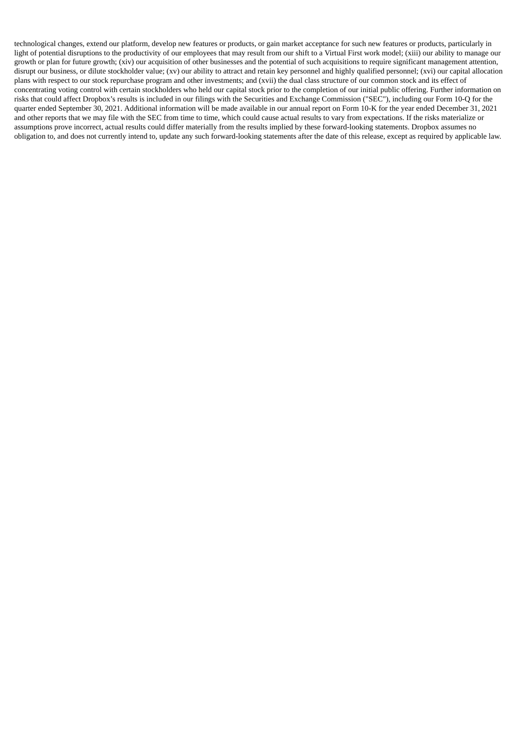technological changes, extend our platform, develop new features or products, or gain market acceptance for such new features or products, particularly in light of potential disruptions to the productivity of our employees that may result from our shift to a Virtual First work model; (xiii) our ability to manage our growth or plan for future growth; (xiv) our acquisition of other businesses and the potential of such acquisitions to require significant management attention, disrupt our business, or dilute stockholder value; (xv) our ability to attract and retain key personnel and highly qualified personnel; (xvi) our capital allocation plans with respect to our stock repurchase program and other investments; and (xvii) the dual class structure of our common stock and its effect of concentrating voting control with certain stockholders who held our capital stock prior to the completion of our initial public offering. Further information on risks that could affect Dropbox's results is included in our filings with the Securities and Exchange Commission ("SEC"), including our Form 10-Q for the quarter ended September 30, 2021. Additional information will be made available in our annual report on Form 10-K for the year ended December 31, 2021 and other reports that we may file with the SEC from time to time, which could cause actual results to vary from expectations. If the risks materialize or assumptions prove incorrect, actual results could differ materially from the results implied by these forward-looking statements. Dropbox assumes no obligation to, and does not currently intend to, update any such forward-looking statements after the date of this release, except as required by applicable law.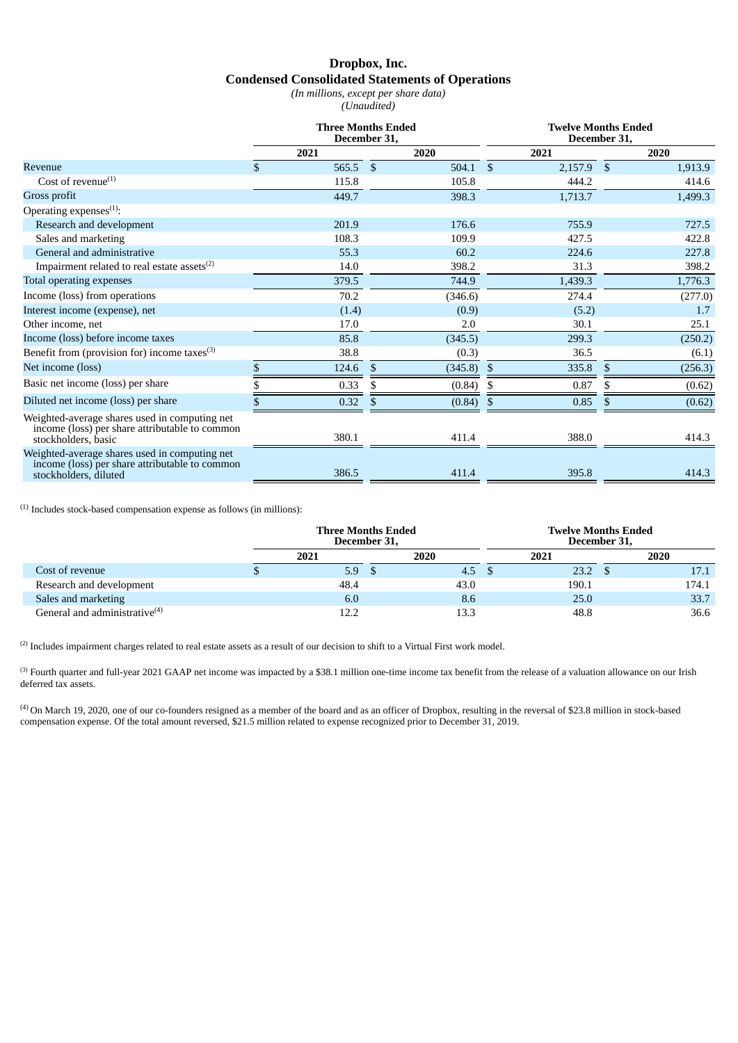# Dropbox, Inc.

## Condensed Consolidated Statements of Operations

*(In millions, except per share data)*

*(Unaudited)*

| | Three Months Ended December 31, | | Twelve Months Ended December 31, | |
|---|---|---|---|---|
| | 2021 | 2020 | 2021 | 2020 |
| Revenue | $ 565.5 | $ 504.1 | $ 2,157.9 | $ 1,913.9 |
| Cost of revenue[1] | 115.8 | 105.8 | 444.2 | 414.6 |
| Gross profit | 449.7 | 398.3 | 1,713.7 | 1,499.3 |
| Operating expenses[1]: | | | | |
| Research and development | 201.9 | 176.6 | 755.9 | 727.5 |
| Sales and marketing | 108.3 | 109.9 | 427.5 | 422.8 |
| General and administrative | 55.3 | 60.2 | 224.6 | 227.8 |
| Impairment related to real estate assets[2] | 14.0 | 398.2 | 31.3 | 398.2 |
| Total operating expenses | 379.5 | 744.9 | 1,439.3 | 1,776.3 |
| Income (loss) from operations | 70.2 | (346.6) | 274.4 | (277.0) |
| Interest income (expense), net | (1.4) | (0.9) | (5.2) | 1.7 |
| Other income, net | 17.0 | 2.0 | 30.1 | 25.1 |
| Income (loss) before income taxes | 85.8 | (345.5) | 299.3 | (250.2) |
| Benefit from (provision for) income taxes[3] | 38.8 | (0.3) | 36.5 | (6.1) |
| Net income (loss) | $ 124.6 | $ (345.8) | $ 335.8 | $ (256.3) |
| Basic net income (loss) per share | $ 0.33 | $ (0.84) | $ 0.87 | $ (0.62) |
| Diluted net income (loss) per share | $ 0.32 | $ (0.84) | $ 0.85 | $ (0.62) |
| Weighted-average shares used in computing net income (loss) per share attributable to common stockholders, basic | 380.1 | 411.4 | 388.0 | 414.3 |
| Weighted-average shares used in computing net income (loss) per share attributable to common stockholders, diluted | 386.5 | 411.4 | 395.8 | 414.3 |

[1] Includes stock-based compensation expense as follows (in millions):

| | Three Months Ended December 31, | | Twelve Months Ended December 31, | |
|---|---|---|---|---|
| | 2021 | 2020 | 2021 | 2020 |
| Cost of revenue | $ 5.9 | $ 4.5 | $ 23.2 | $ 17.1 |
| Research and development | 48.4 | 43.0 | 190.1 | 174.1 |
| Sales and marketing | 6.0 | 8.6 | 25.0 | 33.7 |
| General and administrative[4] | 12.2 | 13.3 | 48.8 | 36.6 |

[2] Includes impairment charges related to real estate assets as a result of our decision to shift to a Virtual First work model.

[3] Fourth quarter and full-year 2021 GAAP net income was impacted by a $38.1 million one-time income tax benefit from the release of a valuation allowance on our Irish deferred tax assets.

[4] On March 19, 2020, one of our co-founders resigned as a member of the board and as an officer of Dropbox, resulting in the reversal of $23.8 million in stock-based compensation expense. Of the total amount reversed, $21.5 million related to expense recognized prior to December 31, 2019.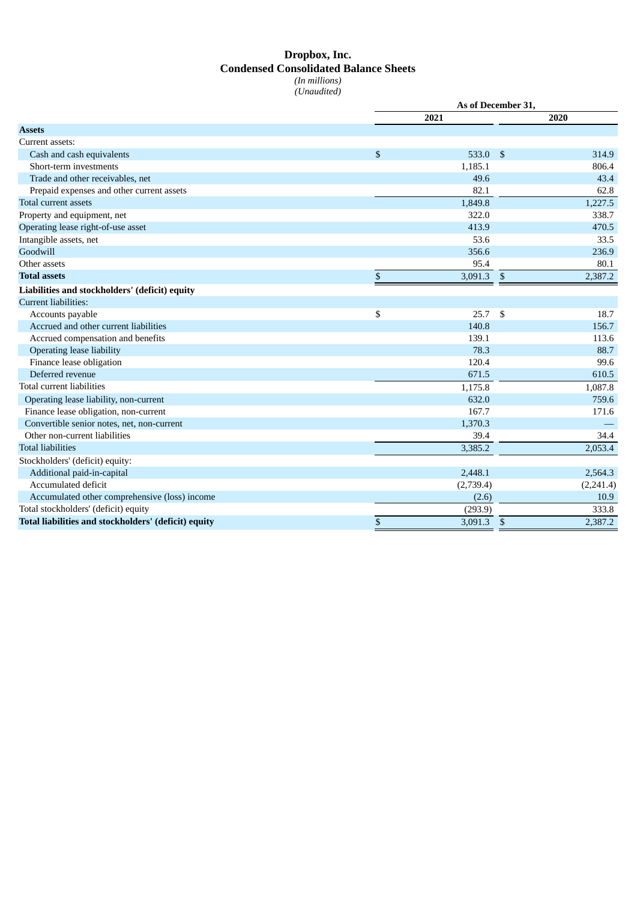# Dropbox, Inc.

## Condensed Consolidated Balance Sheets

*(In millions)*
*(Unaudited)*

| | As of December 31, | |
|---|---|---|
| | 2021 | 2020 |
| **Assets** | | |
| Current assets: | | |
| Cash and cash equivalents | $ 533.0 | $ 314.9 |
| Short-term investments | 1,185.1 | 806.4 |
| Trade and other receivables, net | 49.6 | 43.4 |
| Prepaid expenses and other current assets | 82.1 | 62.8 |
| Total current assets | 1,849.8 | 1,227.5 |
| Property and equipment, net | 322.0 | 338.7 |
| Operating lease right-of-use asset | 413.9 | 470.5 |
| Intangible assets, net | 53.6 | 33.5 |
| Goodwill | 356.6 | 236.9 |
| Other assets | 95.4 | 80.1 |
| **Total assets** | $ 3,091.3 | $ 2,387.2 |
| **Liabilities and stockholders' (deficit) equity** | | |
| Current liabilities: | | |
| Accounts payable | $ 25.7 | $ 18.7 |
| Accrued and other current liabilities | 140.8 | 156.7 |
| Accrued compensation and benefits | 139.1 | 113.6 |
| Operating lease liability | 78.3 | 88.7 |
| Finance lease obligation | 120.4 | 99.6 |
| Deferred revenue | 671.5 | 610.5 |
| Total current liabilities | 1,175.8 | 1,087.8 |
| Operating lease liability, non-current | 632.0 | 759.6 |
| Finance lease obligation, non-current | 167.7 | 171.6 |
| Convertible senior notes, net, non-current | 1,370.3 | — |
| Other non-current liabilities | 39.4 | 34.4 |
| Total liabilities | 3,385.2 | 2,053.4 |
| Stockholders' (deficit) equity: | | |
| Additional paid-in-capital | 2,448.1 | 2,564.3 |
| Accumulated deficit | (2,739.4) | (2,241.4) |
| Accumulated other comprehensive (loss) income | (2.6) | 10.9 |
| Total stockholders' (deficit) equity | (293.9) | 333.8 |
| **Total liabilities and stockholders' (deficit) equity** | $ 3,091.3 | $ 2,387.2 |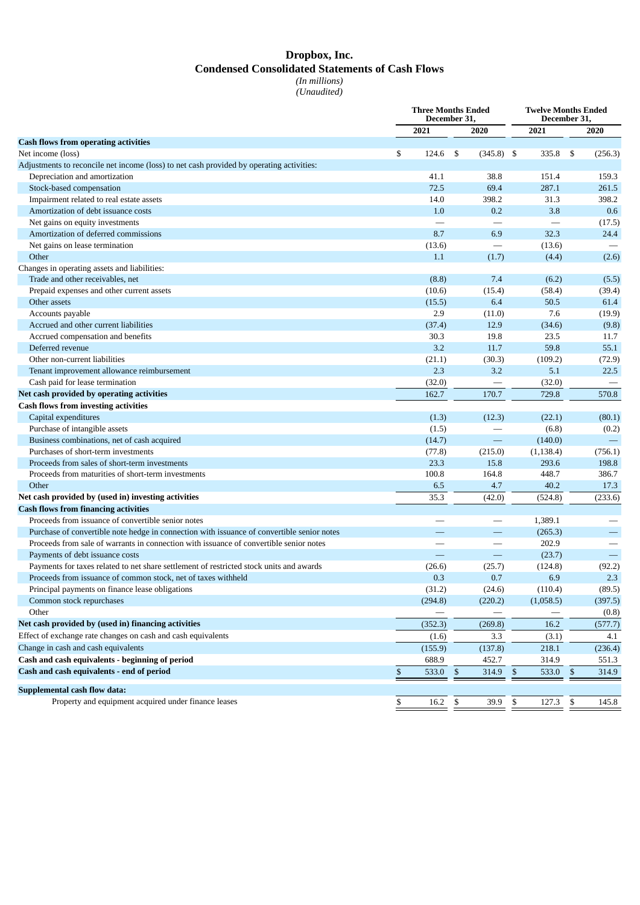# Dropbox, Inc.
## Condensed Consolidated Statements of Cash Flows
*(In millions)*
*(Unaudited)*

| | Three Months Ended December 31, | | Twelve Months Ended December 31, | |
|---|---|---|---|---|
| | 2021 | 2020 | 2021 | 2020 |
| **Cash flows from operating activities** | | | | |
| Net income (loss) | $ 124.6 | $ (345.8) | $ 335.8 | $ (256.3) |
| Adjustments to reconcile net income (loss) to net cash provided by operating activities: | | | | |
| Depreciation and amortization | 41.1 | 38.8 | 151.4 | 159.3 |
| Stock-based compensation | 72.5 | 69.4 | 287.1 | 261.5 |
| Impairment related to real estate assets | 14.0 | 398.2 | 31.3 | 398.2 |
| Amortization of debt issuance costs | 1.0 | 0.2 | 3.8 | 0.6 |
| Net gains on equity investments | — | — | — | (17.5) |
| Amortization of deferred commissions | 8.7 | 6.9 | 32.3 | 24.4 |
| Net gains on lease termination | (13.6) | — | (13.6) | — |
| Other | 1.1 | (1.7) | (4.4) | (2.6) |
| Changes in operating assets and liabilities: | | | | |
| Trade and other receivables, net | (8.8) | 7.4 | (6.2) | (5.5) |
| Prepaid expenses and other current assets | (10.6) | (15.4) | (58.4) | (39.4) |
| Other assets | (15.5) | 6.4 | 50.5 | 61.4 |
| Accounts payable | 2.9 | (11.0) | 7.6 | (19.9) |
| Accrued and other current liabilities | (37.4) | 12.9 | (34.6) | (9.8) |
| Accrued compensation and benefits | 30.3 | 19.8 | 23.5 | 11.7 |
| Deferred revenue | 3.2 | 11.7 | 59.8 | 55.1 |
| Other non-current liabilities | (21.1) | (30.3) | (109.2) | (72.9) |
| Tenant improvement allowance reimbursement | 2.3 | 3.2 | 5.1 | 22.5 |
| Cash paid for lease termination | (32.0) | — | (32.0) | — |
| **Net cash provided by operating activities** | 162.7 | 170.7 | 729.8 | 570.8 |
| **Cash flows from investing activities** | | | | |
| Capital expenditures | (1.3) | (12.3) | (22.1) | (80.1) |
| Purchase of intangible assets | (1.5) | — | (6.8) | (0.2) |
| Business combinations, net of cash acquired | (14.7) | — | (140.0) | — |
| Purchases of short-term investments | (77.8) | (215.0) | (1,138.4) | (756.1) |
| Proceeds from sales of short-term investments | 23.3 | 15.8 | 293.6 | 198.8 |
| Proceeds from maturities of short-term investments | 100.8 | 164.8 | 448.7 | 386.7 |
| Other | 6.5 | 4.7 | 40.2 | 17.3 |
| **Net cash provided by (used in) investing activities** | 35.3 | (42.0) | (524.8) | (233.6) |
| **Cash flows from financing activities** | | | | |
| Proceeds from issuance of convertible senior notes | — | — | 1,389.1 | — |
| Purchase of convertible note hedge in connection with issuance of convertible senior notes | — | — | (265.3) | — |
| Proceeds from sale of warrants in connection with issuance of convertible senior notes | — | — | 202.9 | — |
| Payments of debt issuance costs | — | — | (23.7) | — |
| Payments for taxes related to net share settlement of restricted stock units and awards | (26.6) | (25.7) | (124.8) | (92.2) |
| Proceeds from issuance of common stock, net of taxes withheld | 0.3 | 0.7 | 6.9 | 2.3 |
| Principal payments on finance lease obligations | (31.2) | (24.6) | (110.4) | (89.5) |
| Common stock repurchases | (294.8) | (220.2) | (1,058.5) | (397.5) |
| Other | — | — | — | (0.8) |
| **Net cash provided by (used in) financing activities** | (352.3) | (269.8) | 16.2 | (577.7) |
| Effect of exchange rate changes on cash and cash equivalents | (1.6) | 3.3 | (3.1) | 4.1 |
| Change in cash and cash equivalents | (155.9) | (137.8) | 218.1 | (236.4) |
| **Cash and cash equivalents - beginning of period** | 688.9 | 452.7 | 314.9 | 551.3 |
| **Cash and cash equivalents - end of period** | $ 533.0 | $ 314.9 | $ 533.0 | $ 314.9 |
| **Supplemental cash flow data:** | | | | |
| Property and equipment acquired under finance leases | $ 16.2 | $ 39.9 | $ 127.3 | $ 145.8 |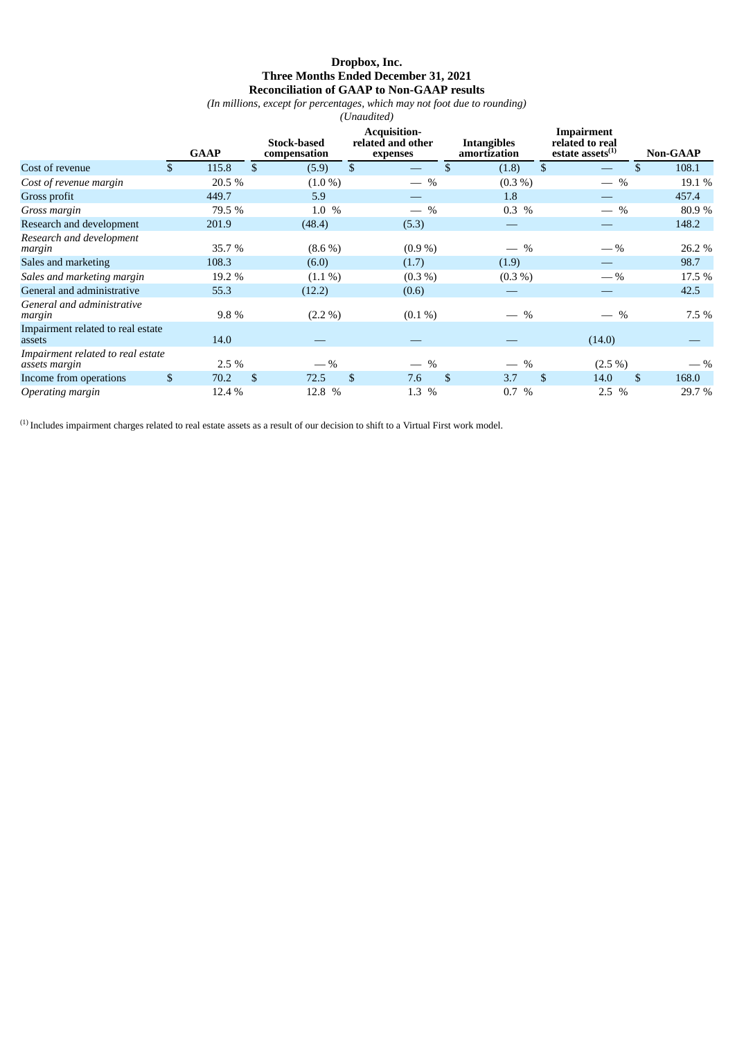**Dropbox, Inc.**
**Three Months Ended December 31, 2021**
**Reconciliation of GAAP to Non-GAAP results**

*(In millions, except for percentages, which may not foot due to rounding)*
*(Unaudited)*

| | GAAP | Stock-based compensation | Acquisition-related and other expenses | Intangibles amortization | Impairment related to real estate assets[(1)] | Non-GAAP |
|---|---|---|---|---|---|---|
| Cost of revenue | $ 115.8 | $ (5.9) | $ — | $ (1.8) | $ — | $ 108.1 |
| *Cost of revenue margin* | 20.5 % | (1.0 %) | — % | (0.3 %) | — % | 19.1 % |
| Gross profit | 449.7 | 5.9 | — | 1.8 | — | 457.4 |
| *Gross margin* | 79.5 % | 1.0 % | — % | 0.3 % | — % | 80.9 % |
| Research and development | 201.9 | (48.4) | (5.3) | — | — | 148.2 |
| *Research and development margin* | 35.7 % | (8.6 %) | (0.9 %) | — % | — % | 26.2 % |
| Sales and marketing | 108.3 | (6.0) | (1.7) | (1.9) | — | 98.7 |
| *Sales and marketing margin* | 19.2 % | (1.1 %) | (0.3 %) | (0.3 %) | — % | 17.5 % |
| General and administrative | 55.3 | (12.2) | (0.6) | — | — | 42.5 |
| *General and administrative margin* | 9.8 % | (2.2 %) | (0.1 %) | — % | — % | 7.5 % |
| Impairment related to real estate assets | 14.0 | — | — | — | (14.0) | — |
| *Impairment related to real estate assets margin* | 2.5 % | — % | — % | — % | (2.5 %) | — % |
| Income from operations | $ 70.2 | $ 72.5 | $ 7.6 | $ 3.7 | $ 14.0 | $ 168.0 |
| *Operating margin* | 12.4 % | 12.8 % | 1.3 % | 0.7 % | 2.5 % | 29.7 % |

[(1)] Includes impairment charges related to real estate assets as a result of our decision to shift to a Virtual First work model.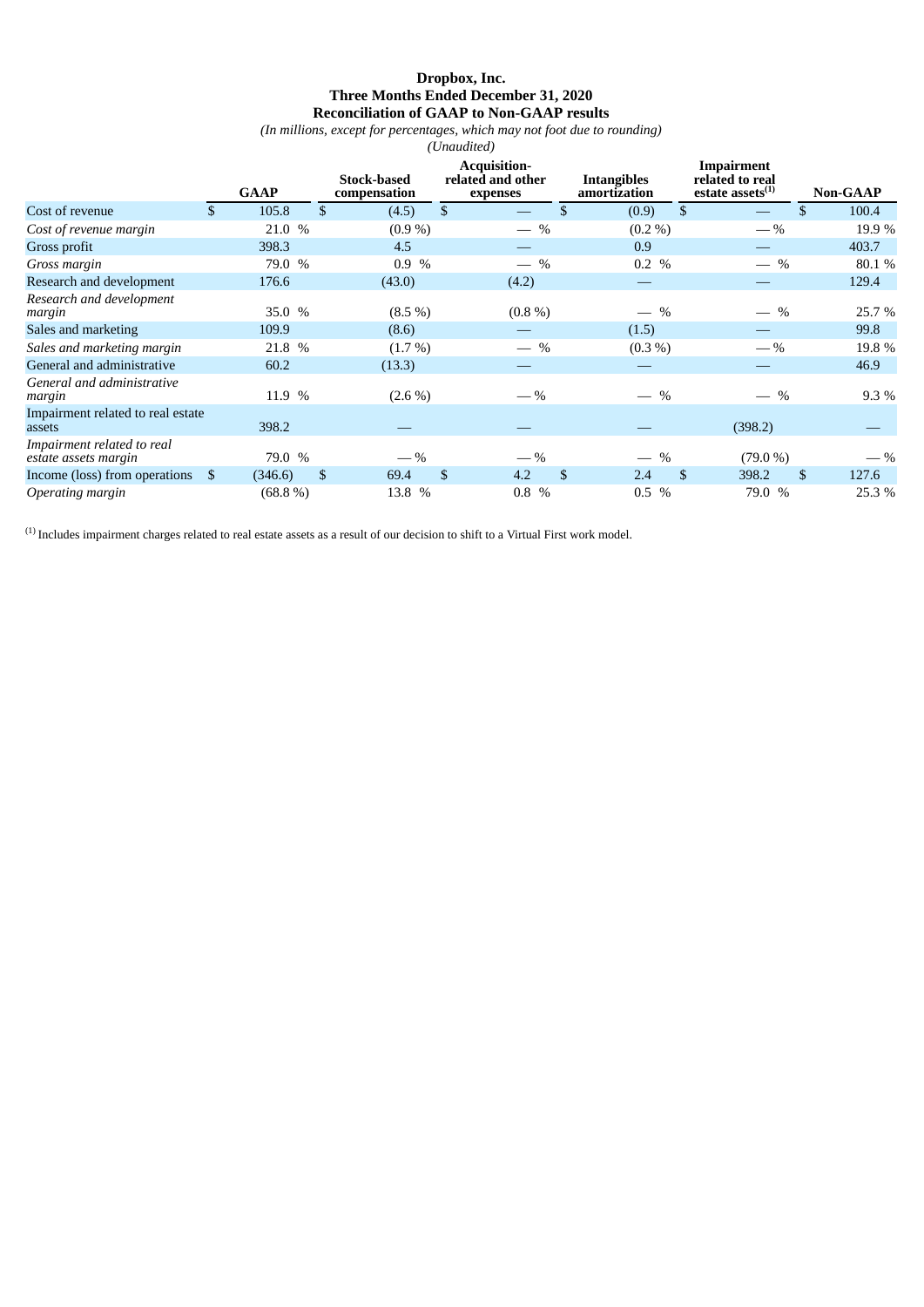**Dropbox, Inc.**
**Three Months Ended December 31, 2020**
**Reconciliation of GAAP to Non-GAAP results**
*(In millions, except for percentages, which may not foot due to rounding)*
*(Unaudited)*

| | GAAP | Stock-based compensation | Acquisition-related and other expenses | Intangibles amortization | Impairment related to real estate assets[(1)] | Non-GAAP |
|---|---|---|---|---|---|---|
| Cost of revenue | $ 105.8 | $ (4.5) | $ — | $ (0.9) | $ — | $ 100.4 |
| *Cost of revenue margin* | 21.0 % | (0.9 %) | — % | (0.2 %) | — % | 19.9 % |
| Gross profit | 398.3 | 4.5 | — | 0.9 | — | 403.7 |
| *Gross margin* | 79.0 % | 0.9 % | — % | 0.2 % | — % | 80.1 % |
| Research and development | 176.6 | (43.0) | (4.2) | — | — | 129.4 |
| *Research and development margin* | 35.0 % | (8.5 %) | (0.8 %) | — % | — % | 25.7 % |
| Sales and marketing | 109.9 | (8.6) | — | (1.5) | — | 99.8 |
| *Sales and marketing margin* | 21.8 % | (1.7 %) | — % | (0.3 %) | — % | 19.8 % |
| General and administrative | 60.2 | (13.3) | — | — | — | 46.9 |
| *General and administrative margin* | 11.9 % | (2.6 %) | — % | — % | — % | 9.3 % |
| Impairment related to real estate assets | 398.2 | — | — | — | (398.2) | — |
| *Impairment related to real estate assets margin* | 79.0 % | — % | — % | — % | (79.0 %) | — % |
| Income (loss) from operations | $ (346.6) | $ 69.4 | $ 4.2 | $ 2.4 | $ 398.2 | $ 127.6 |
| *Operating margin* | (68.8 %) | 13.8 % | 0.8 % | 0.5 % | 79.0 % | 25.3 % |

[(1)] Includes impairment charges related to real estate assets as a result of our decision to shift to a Virtual First work model.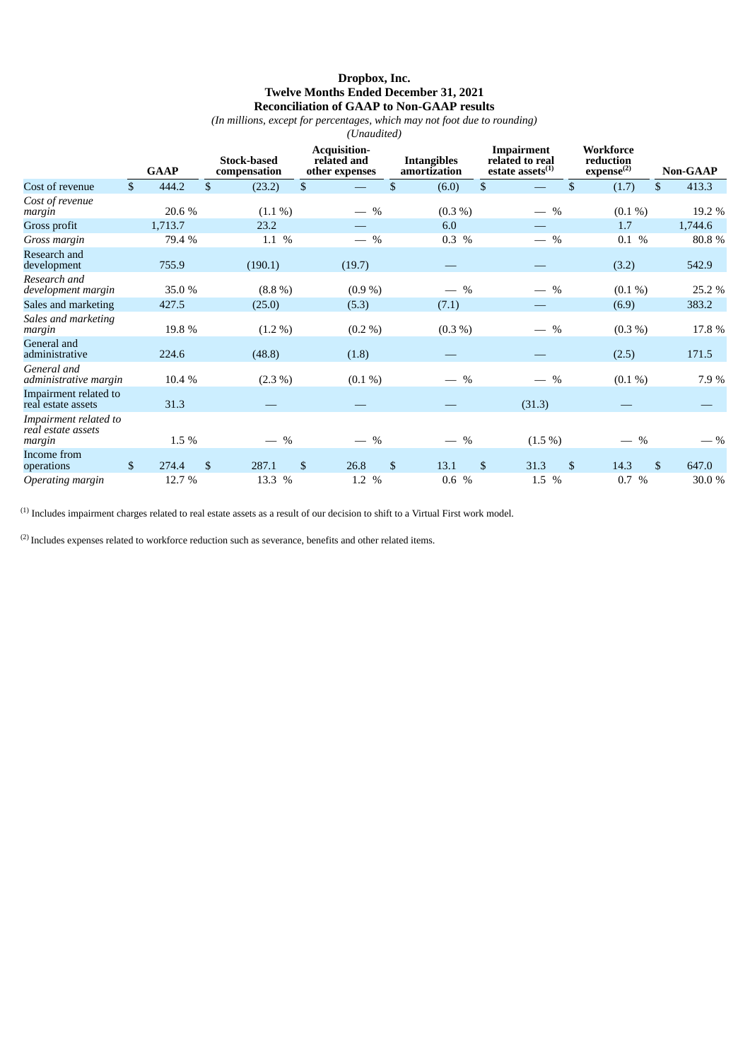**Dropbox, Inc.**
**Twelve Months Ended December 31, 2021**
**Reconciliation of GAAP to Non-GAAP results**
*(In millions, except for percentages, which may not foot due to rounding)*
*(Unaudited)*

| | GAAP | Stock-based compensation | Acquisition-related and other expenses | Intangibles amortization | Impairment related to real estate assets[1] | Workforce reduction expense[2] | Non-GAAP |
|---|---|---|---|---|---|---|---|
| Cost of revenue | $ 444.2 | $ (23.2) | $ — | $ (6.0) | $ — | $ (1.7) | $ 413.3 |
| *Cost of revenue margin* | 20.6 % | (1.1 %) | — % | (0.3 %) | — % | (0.1 %) | 19.2 % |
| Gross profit | 1,713.7 | 23.2 | — | 6.0 | — | 1.7 | 1,744.6 |
| *Gross margin* | 79.4 % | 1.1 % | — % | 0.3 % | — % | 0.1 % | 80.8 % |
| Research and development | 755.9 | (190.1) | (19.7) | — | — | (3.2) | 542.9 |
| *Research and development margin* | 35.0 % | (8.8 %) | (0.9 %) | — % | — % | (0.1 %) | 25.2 % |
| Sales and marketing | 427.5 | (25.0) | (5.3) | (7.1) | — | (6.9) | 383.2 |
| *Sales and marketing margin* | 19.8 % | (1.2 %) | (0.2 %) | (0.3 %) | — % | (0.3 %) | 17.8 % |
| General and administrative | 224.6 | (48.8) | (1.8) | — | — | (2.5) | 171.5 |
| *General and administrative margin* | 10.4 % | (2.3 %) | (0.1 %) | — % | — % | (0.1 %) | 7.9 % |
| Impairment related to real estate assets | 31.3 | — | — | — | (31.3) | — | — |
| *Impairment related to real estate assets margin* | 1.5 % | — % | — % | — % | (1.5 %) | — % | — % |
| Income from operations | $ 274.4 | $ 287.1 | $ 26.8 | $ 13.1 | $ 31.3 | $ 14.3 | $ 647.0 |
| *Operating margin* | 12.7 % | 13.3 % | 1.2 % | 0.6 % | 1.5 % | 0.7 % | 30.0 % |

[1] Includes impairment charges related to real estate assets as a result of our decision to shift to a Virtual First work model.

[2] Includes expenses related to workforce reduction such as severance, benefits and other related items.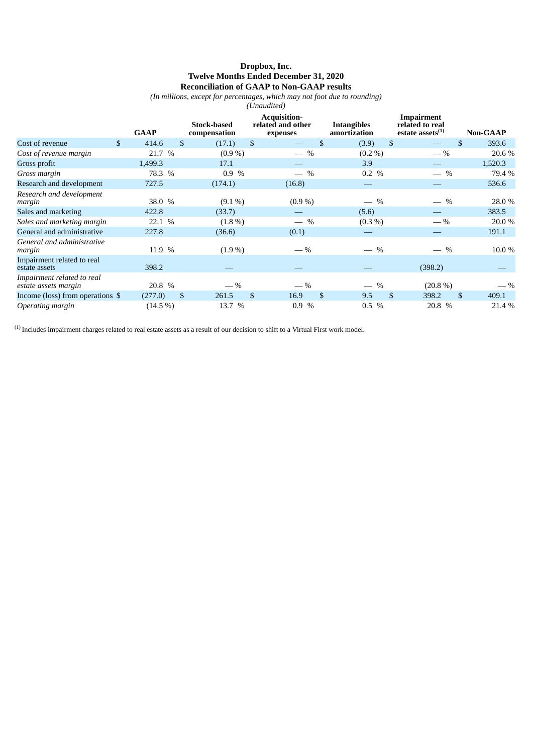**Dropbox, Inc.**
**Twelve Months Ended December 31, 2020**
**Reconciliation of GAAP to Non-GAAP results**

*(In millions, except for percentages, which may not foot due to rounding)*
*(Unaudited)*

| | GAAP | Stock-based compensation | Acquisition-related and other expenses | Intangibles amortization | Impairment related to real estate assets[(1)] | Non-GAAP |
|---|---|---|---|---|---|---|
| Cost of revenue | $ 414.6 | $ (17.1) | $ — | $ (3.9) | $ — | $ 393.6 |
| *Cost of revenue margin* | 21.7 % | (0.9 %) | — % | (0.2 %) | — % | 20.6 % |
| Gross profit | 1,499.3 | 17.1 | — | 3.9 | — | 1,520.3 |
| *Gross margin* | 78.3 % | 0.9 % | — % | 0.2 % | — % | 79.4 % |
| Research and development | 727.5 | (174.1) | (16.8) | — | — | 536.6 |
| *Research and development margin* | 38.0 % | (9.1 %) | (0.9 %) | — % | — % | 28.0 % |
| Sales and marketing | 422.8 | (33.7) | — | (5.6) | — | 383.5 |
| *Sales and marketing margin* | 22.1 % | (1.8 %) | — % | (0.3 %) | — % | 20.0 % |
| General and administrative | 227.8 | (36.6) | (0.1) | — | — | 191.1 |
| *General and administrative margin* | 11.9 % | (1.9 %) | — % | — % | — % | 10.0 % |
| Impairment related to real estate assets | 398.2 | — | — | — | (398.2) | — |
| *Impairment related to real estate assets margin* | 20.8 % | — % | — % | — % | (20.8 %) | — % |
| Income (loss) from operations | $ (277.0) | $ 261.5 | $ 16.9 | $ 9.5 | $ 398.2 | $ 409.1 |
| *Operating margin* | (14.5 %) | 13.7 % | 0.9 % | 0.5 % | 20.8 % | 21.4 % |

[(1)] Includes impairment charges related to real estate assets as a result of our decision to shift to a Virtual First work model.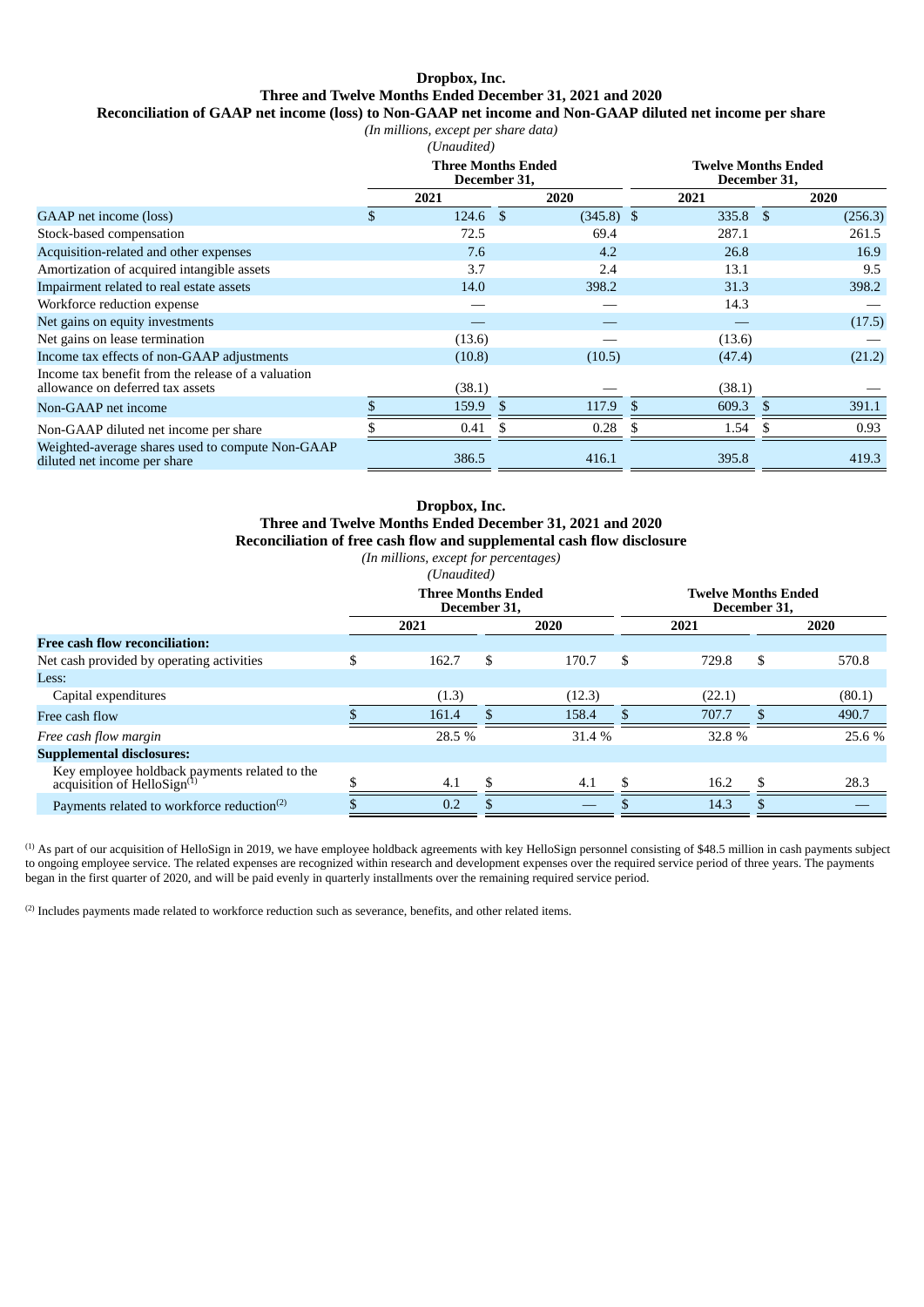**Dropbox, Inc.**
**Three and Twelve Months Ended December 31, 2021 and 2020**
**Reconciliation of GAAP net income (loss) to Non-GAAP net income and Non-GAAP diluted net income per share**
*(In millions, except per share data)*
*(Unaudited)*

| | Three Months Ended December 31, | | Twelve Months Ended December 31, | |
|---|---|---|---|---|
| | 2021 | 2020 | 2021 | 2020 |
| GAAP net income (loss) | $ 124.6 | $ (345.8) | $ 335.8 | $ (256.3) |
| Stock-based compensation | 72.5 | 69.4 | 287.1 | 261.5 |
| Acquisition-related and other expenses | 7.6 | 4.2 | 26.8 | 16.9 |
| Amortization of acquired intangible assets | 3.7 | 2.4 | 13.1 | 9.5 |
| Impairment related to real estate assets | 14.0 | 398.2 | 31.3 | 398.2 |
| Workforce reduction expense | — | — | 14.3 | — |
| Net gains on equity investments | — | — | — | (17.5) |
| Net gains on lease termination | (13.6) | — | (13.6) | — |
| Income tax effects of non-GAAP adjustments | (10.8) | (10.5) | (47.4) | (21.2) |
| Income tax benefit from the release of a valuation allowance on deferred tax assets | (38.1) | — | (38.1) | — |
| Non-GAAP net income | $ 159.9 | $ 117.9 | $ 609.3 | $ 391.1 |
| Non-GAAP diluted net income per share | $ 0.41 | $ 0.28 | $ 1.54 | $ 0.93 |
| Weighted-average shares used to compute Non-GAAP diluted net income per share | 386.5 | 416.1 | 395.8 | 419.3 |

**Dropbox, Inc.**
**Three and Twelve Months Ended December 31, 2021 and 2020**
**Reconciliation of free cash flow and supplemental cash flow disclosure**
*(In millions, except for percentages)*
*(Unaudited)*

| | Three Months Ended December 31, | | Twelve Months Ended December 31, | |
|---|---|---|---|---|
| | 2021 | 2020 | 2021 | 2020 |
| **Free cash flow reconciliation:** | | | | |
| Net cash provided by operating activities | $ 162.7 | $ 170.7 | $ 729.8 | $ 570.8 |
| Less: | | | | |
| Capital expenditures | (1.3) | (12.3) | (22.1) | (80.1) |
| Free cash flow | $ 161.4 | $ 158.4 | $ 707.7 | $ 490.7 |
| *Free cash flow margin* | 28.5 % | 31.4 % | 32.8 % | 25.6 % |
| **Supplemental disclosures:** | | | | |
| Key employee holdback payments related to the acquisition of HelloSign[1] | $ 4.1 | $ 4.1 | $ 16.2 | $ 28.3 |
| Payments related to workforce reduction[2] | $ 0.2 | $ — | $ 14.3 | $ — |

[1] As part of our acquisition of HelloSign in 2019, we have employee holdback agreements with key HelloSign personnel consisting of $48.5 million in cash payments subject to ongoing employee service. The related expenses are recognized within research and development expenses over the required service period of three years. The payments began in the first quarter of 2020, and will be paid evenly in quarterly installments over the remaining required service period.

[2] Includes payments made related to workforce reduction such as severance, benefits, and other related items.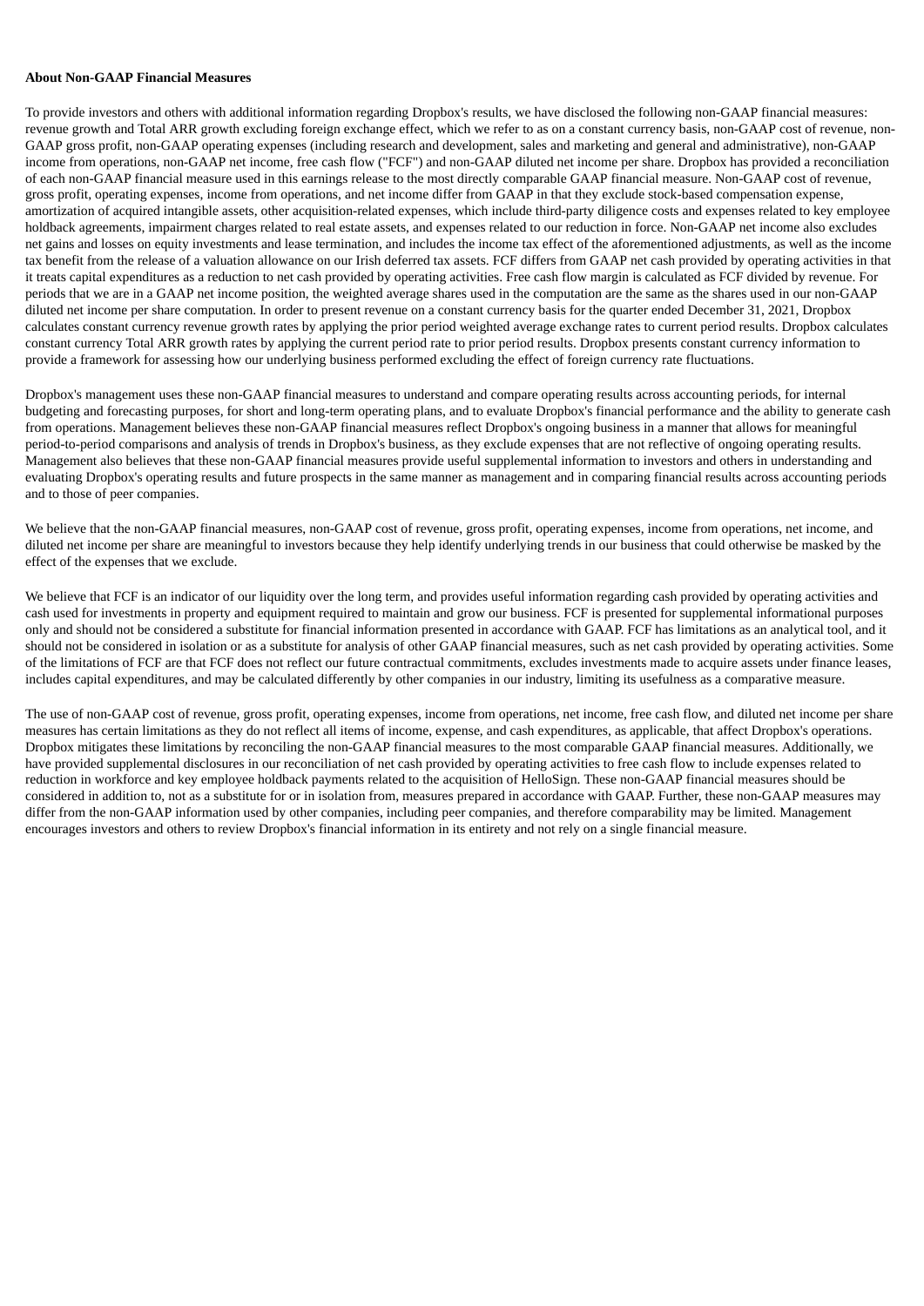**About Non-GAAP Financial Measures**

To provide investors and others with additional information regarding Dropbox's results, we have disclosed the following non-GAAP financial measures: revenue growth and Total ARR growth excluding foreign exchange effect, which we refer to as on a constant currency basis, non-GAAP cost of revenue, non-GAAP gross profit, non-GAAP operating expenses (including research and development, sales and marketing and general and administrative), non-GAAP income from operations, non-GAAP net income, free cash flow ("FCF") and non-GAAP diluted net income per share. Dropbox has provided a reconciliation of each non-GAAP financial measure used in this earnings release to the most directly comparable GAAP financial measure. Non-GAAP cost of revenue, gross profit, operating expenses, income from operations, and net income differ from GAAP in that they exclude stock-based compensation expense, amortization of acquired intangible assets, other acquisition-related expenses, which include third-party diligence costs and expenses related to key employee holdback agreements, impairment charges related to real estate assets, and expenses related to our reduction in force. Non-GAAP net income also excludes net gains and losses on equity investments and lease termination, and includes the income tax effect of the aforementioned adjustments, as well as the income tax benefit from the release of a valuation allowance on our Irish deferred tax assets. FCF differs from GAAP net cash provided by operating activities in that it treats capital expenditures as a reduction to net cash provided by operating activities. Free cash flow margin is calculated as FCF divided by revenue. For periods that we are in a GAAP net income position, the weighted average shares used in the computation are the same as the shares used in our non-GAAP diluted net income per share computation. In order to present revenue on a constant currency basis for the quarter ended December 31, 2021, Dropbox calculates constant currency revenue growth rates by applying the prior period weighted average exchange rates to current period results. Dropbox calculates constant currency Total ARR growth rates by applying the current period rate to prior period results. Dropbox presents constant currency information to provide a framework for assessing how our underlying business performed excluding the effect of foreign currency rate fluctuations.

Dropbox's management uses these non-GAAP financial measures to understand and compare operating results across accounting periods, for internal budgeting and forecasting purposes, for short and long-term operating plans, and to evaluate Dropbox's financial performance and the ability to generate cash from operations. Management believes these non-GAAP financial measures reflect Dropbox's ongoing business in a manner that allows for meaningful period-to-period comparisons and analysis of trends in Dropbox's business, as they exclude expenses that are not reflective of ongoing operating results. Management also believes that these non-GAAP financial measures provide useful supplemental information to investors and others in understanding and evaluating Dropbox's operating results and future prospects in the same manner as management and in comparing financial results across accounting periods and to those of peer companies.

We believe that the non-GAAP financial measures, non-GAAP cost of revenue, gross profit, operating expenses, income from operations, net income, and diluted net income per share are meaningful to investors because they help identify underlying trends in our business that could otherwise be masked by the effect of the expenses that we exclude.

We believe that FCF is an indicator of our liquidity over the long term, and provides useful information regarding cash provided by operating activities and cash used for investments in property and equipment required to maintain and grow our business. FCF is presented for supplemental informational purposes only and should not be considered a substitute for financial information presented in accordance with GAAP. FCF has limitations as an analytical tool, and it should not be considered in isolation or as a substitute for analysis of other GAAP financial measures, such as net cash provided by operating activities. Some of the limitations of FCF are that FCF does not reflect our future contractual commitments, excludes investments made to acquire assets under finance leases, includes capital expenditures, and may be calculated differently by other companies in our industry, limiting its usefulness as a comparative measure.

The use of non-GAAP cost of revenue, gross profit, operating expenses, income from operations, net income, free cash flow, and diluted net income per share measures has certain limitations as they do not reflect all items of income, expense, and cash expenditures, as applicable, that affect Dropbox's operations. Dropbox mitigates these limitations by reconciling the non-GAAP financial measures to the most comparable GAAP financial measures. Additionally, we have provided supplemental disclosures in our reconciliation of net cash provided by operating activities to free cash flow to include expenses related to reduction in workforce and key employee holdback payments related to the acquisition of HelloSign. These non-GAAP financial measures should be considered in addition to, not as a substitute for or in isolation from, measures prepared in accordance with GAAP. Further, these non-GAAP measures may differ from the non-GAAP information used by other companies, including peer companies, and therefore comparability may be limited. Management encourages investors and others to review Dropbox's financial information in its entirety and not rely on a single financial measure.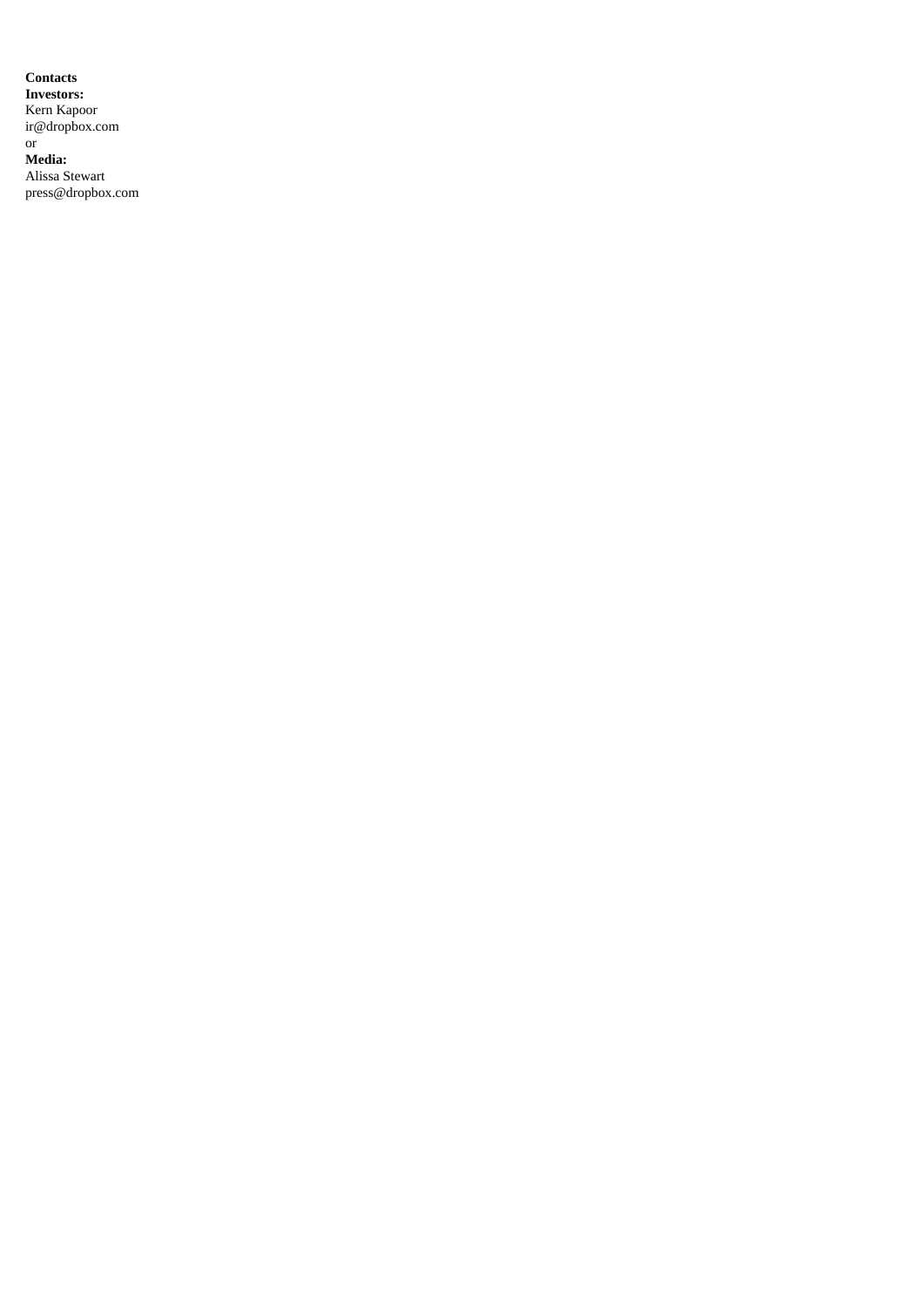**Contacts**
**Investors:**
Kern Kapoor
ir@dropbox.com
or
**Media:**
Alissa Stewart
press@dropbox.com